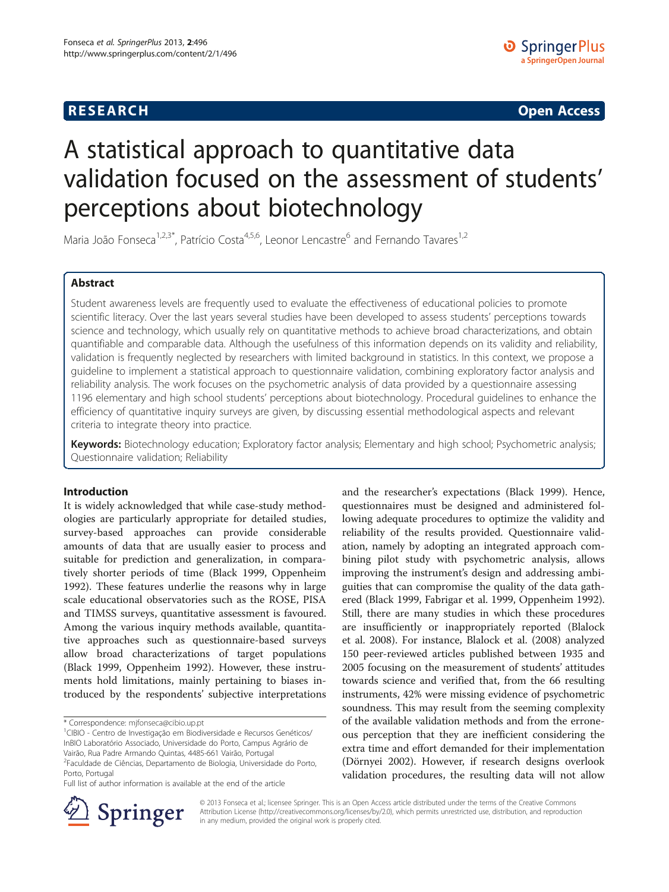RESEARCH Open Access

# A statistical approach to quantitative data validation focused on the assessment of students' perceptions about biotechnology

Maria João Fonseca[1,2,3*], Patrício Costa[4,5,6], Leonor Lencastre[6] and Fernando Tavares[1,2]

## Abstract

Student awareness levels are frequently used to evaluate the effectiveness of educational policies to promote scientific literacy. Over the last years several studies have been developed to assess students' perceptions towards science and technology, which usually rely on quantitative methods to achieve broad characterizations, and obtain quantifiable and comparable data. Although the usefulness of this information depends on its validity and reliability, validation is frequently neglected by researchers with limited background in statistics. In this context, we propose a guideline to implement a statistical approach to questionnaire validation, combining exploratory factor analysis and reliability analysis. The work focuses on the psychometric analysis of data provided by a questionnaire assessing 1196 elementary and high school students' perceptions about biotechnology. Procedural guidelines to enhance the efficiency of quantitative inquiry surveys are given, by discussing essential methodological aspects and relevant criteria to integrate theory into practice.

**Keywords:** Biotechnology education; Exploratory factor analysis; Elementary and high school; Psychometric analysis; Questionnaire validation; Reliability

## Introduction

It is widely acknowledged that while case-study methodologies are particularly appropriate for detailed studies, survey-based approaches can provide considerable amounts of data that are usually easier to process and suitable for prediction and generalization, in comparatively shorter periods of time (Black 1999, Oppenheim 1992). These features underlie the reasons why in large scale educational observatories such as the ROSE, PISA and TIMSS surveys, quantitative assessment is favoured. Among the various inquiry methods available, quantitative approaches such as questionnaire-based surveys allow broad characterizations of target populations (Black 1999, Oppenheim 1992). However, these instruments hold limitations, mainly pertaining to biases introduced by the respondents' subjective interpretations and the researcher's expectations (Black 1999). Hence, questionnaires must be designed and administered following adequate procedures to optimize the validity and reliability of the results provided. Questionnaire validation, namely by adopting an integrated approach combining pilot study with psychometric analysis, allows improving the instrument's design and addressing ambiguities that can compromise the quality of the data gathered (Black 1999, Fabrigar et al. 1999, Oppenheim 1992). Still, there are many studies in which these procedures are insufficiently or inappropriately reported (Blalock et al. 2008). For instance, Blalock et al. (2008) analyzed 150 peer-reviewed articles published between 1935 and 2005 focusing on the measurement of students' attitudes towards science and verified that, from the 66 resulting instruments, 42% were missing evidence of psychometric soundness. This may result from the seeming complexity of the available validation methods and from the erroneous perception that they are inefficient considering the extra time and effort demanded for their implementation (Dörnyei 2002). However, if research designs overlook validation procedures, the resulting data will not allow

\* Correspondence: mjfonseca@cibio.up.pt
[1]CIBIO - Centro de Investigação em Biodiversidade e Recursos Genéticos/ InBIO Laboratório Associado, Universidade do Porto, Campus Agrário de Vairão, Rua Padre Armando Quintas, 4485-661 Vairão, Portugal
[2]Faculdade de Ciências, Departamento de Biologia, Universidade do Porto, Porto, Portugal
Full list of author information is available at the end of the article

© 2013 Fonseca et al.; licensee Springer. This is an Open Access article distributed under the terms of the Creative Commons Attribution License (http://creativecommons.org/licenses/by/2.0), which permits unrestricted use, distribution, and reproduction in any medium, provided the original work is properly cited.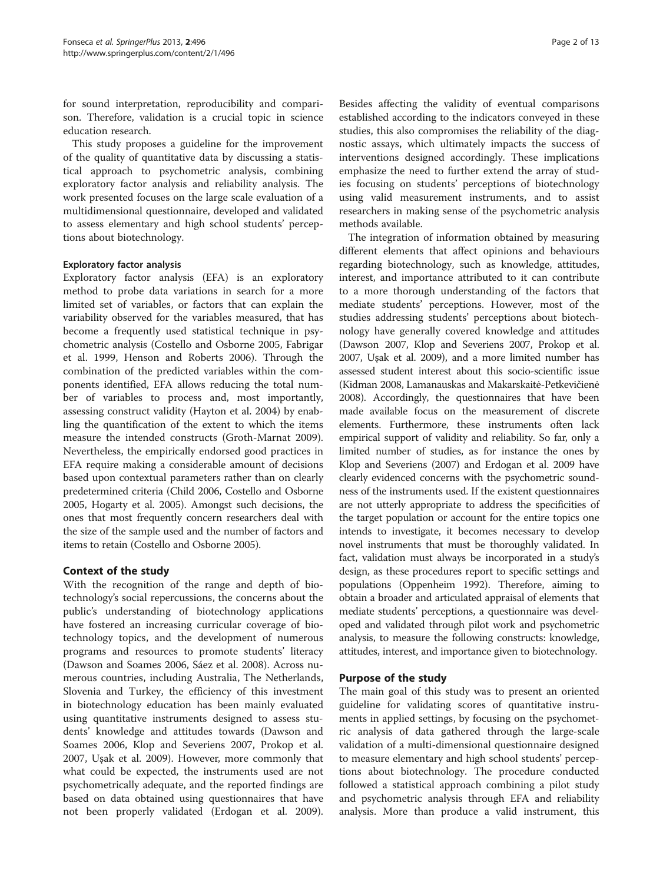for sound interpretation, reproducibility and comparison. Therefore, validation is a crucial topic in science education research.

This study proposes a guideline for the improvement of the quality of quantitative data by discussing a statistical approach to psychometric analysis, combining exploratory factor analysis and reliability analysis. The work presented focuses on the large scale evaluation of a multidimensional questionnaire, developed and validated to assess elementary and high school students' perceptions about biotechnology.

### Exploratory factor analysis

Exploratory factor analysis (EFA) is an exploratory method to probe data variations in search for a more limited set of variables, or factors that can explain the variability observed for the variables measured, that has become a frequently used statistical technique in psychometric analysis (Costello and Osborne 2005, Fabrigar et al. 1999, Henson and Roberts 2006). Through the combination of the predicted variables within the components identified, EFA allows reducing the total number of variables to process and, most importantly, assessing construct validity (Hayton et al. 2004) by enabling the quantification of the extent to which the items measure the intended constructs (Groth-Marnat 2009). Nevertheless, the empirically endorsed good practices in EFA require making a considerable amount of decisions based upon contextual parameters rather than on clearly predetermined criteria (Child 2006, Costello and Osborne 2005, Hogarty et al. 2005). Amongst such decisions, the ones that most frequently concern researchers deal with the size of the sample used and the number of factors and items to retain (Costello and Osborne 2005).

## Context of the study

With the recognition of the range and depth of biotechnology's social repercussions, the concerns about the public's understanding of biotechnology applications have fostered an increasing curricular coverage of biotechnology topics, and the development of numerous programs and resources to promote students' literacy (Dawson and Soames 2006, Sáez et al. 2008). Across numerous countries, including Australia, The Netherlands, Slovenia and Turkey, the efficiency of this investment in biotechnology education has been mainly evaluated using quantitative instruments designed to assess students' knowledge and attitudes towards (Dawson and Soames 2006, Klop and Severiens 2007, Prokop et al. 2007, Uşak et al. 2009). However, more commonly that what could be expected, the instruments used are not psychometrically adequate, and the reported findings are based on data obtained using questionnaires that have not been properly validated (Erdogan et al. 2009). Besides affecting the validity of eventual comparisons established according to the indicators conveyed in these studies, this also compromises the reliability of the diagnostic assays, which ultimately impacts the success of interventions designed accordingly. These implications emphasize the need to further extend the array of studies focusing on students' perceptions of biotechnology using valid measurement instruments, and to assist researchers in making sense of the psychometric analysis methods available.

The integration of information obtained by measuring different elements that affect opinions and behaviours regarding biotechnology, such as knowledge, attitudes, interest, and importance attributed to it can contribute to a more thorough understanding of the factors that mediate students' perceptions. However, most of the studies addressing students' perceptions about biotechnology have generally covered knowledge and attitudes (Dawson 2007, Klop and Severiens 2007, Prokop et al. 2007, Uşak et al. 2009), and a more limited number has assessed student interest about this socio-scientific issue (Kidman 2008, Lamanauskas and Makarskaitė-Petkevičienė 2008). Accordingly, the questionnaires that have been made available focus on the measurement of discrete elements. Furthermore, these instruments often lack empirical support of validity and reliability. So far, only a limited number of studies, as for instance the ones by Klop and Severiens (2007) and Erdogan et al. 2009 have clearly evidenced concerns with the psychometric soundness of the instruments used. If the existent questionnaires are not utterly appropriate to address the specificities of the target population or account for the entire topics one intends to investigate, it becomes necessary to develop novel instruments that must be thoroughly validated. In fact, validation must always be incorporated in a study's design, as these procedures report to specific settings and populations (Oppenheim 1992). Therefore, aiming to obtain a broader and articulated appraisal of elements that mediate students' perceptions, a questionnaire was developed and validated through pilot work and psychometric analysis, to measure the following constructs: knowledge, attitudes, interest, and importance given to biotechnology.

## Purpose of the study

The main goal of this study was to present an oriented guideline for validating scores of quantitative instruments in applied settings, by focusing on the psychometric analysis of data gathered through the large-scale validation of a multi-dimensional questionnaire designed to measure elementary and high school students' perceptions about biotechnology. The procedure conducted followed a statistical approach combining a pilot study and psychometric analysis through EFA and reliability analysis. More than produce a valid instrument, this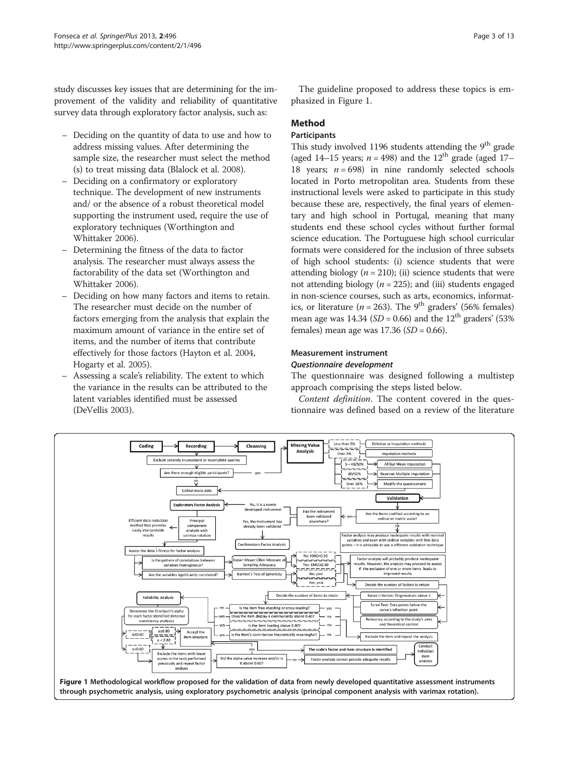study discusses key issues that are determining for the improvement of the validity and reliability of quantitative survey data through exploratory factor analysis, such as:

- Deciding on the quantity of data to use and how to address missing values. After determining the sample size, the researcher must select the method (s) to treat missing data (Blalock et al. 2008).
- Deciding on a confirmatory or exploratory technique. The development of new instruments and/ or the absence of a robust theoretical model supporting the instrument used, require the use of exploratory techniques (Worthington and Whittaker 2006).
- Determining the fitness of the data to factor analysis. The researcher must always assess the factorability of the data set (Worthington and Whittaker 2006).
- Deciding on how many factors and items to retain. The researcher must decide on the number of factors emerging from the analysis that explain the maximum amount of variance in the entire set of items, and the number of items that contribute effectively for those factors (Hayton et al. 2004, Hogarty et al. 2005).
- Assessing a scale's reliability. The extent to which the variance in the results can be attributed to the latent variables identified must be assessed (DeVellis 2003).

The guideline proposed to address these topics is emphasized in Figure 1.

## Method

### Participants

This study involved 1196 students attending the 9th grade (aged 14–15 years; $n = 498$) and the 12th grade (aged 17–18 years; $n = 698$) in nine randomly selected schools located in Porto metropolitan area. Students from these instructional levels were asked to participate in this study because these are, respectively, the final years of elementary and high school in Portugal, meaning that many students end these school cycles without further formal science education. The Portuguese high school curricular formats were considered for the inclusion of three subsets of high school students: (i) science students that were attending biology ($n = 210$); (ii) science students that were not attending biology ($n = 225$); and (iii) students engaged in non-science courses, such as arts, economics, informatics, or literature ($n = 263$). The 9th graders' (56% females) mean age was 14.34 ($SD = 0.66$) and the 12th graders' (53% females) mean age was 17.36 ($SD = 0.66$).

### Measurement instrument

#### *Questionnaire development*

The questionnaire was designed following a multistep approach comprising the steps listed below.

*Content definition*. The content covered in the questionnaire was defined based on a review of the literature

**Figure 1 Methodological workflow proposed for the validation of data from newly developed quantitative assessment instruments through psychometric analysis, using exploratory psychometric analysis (principal component analysis with varimax rotation).**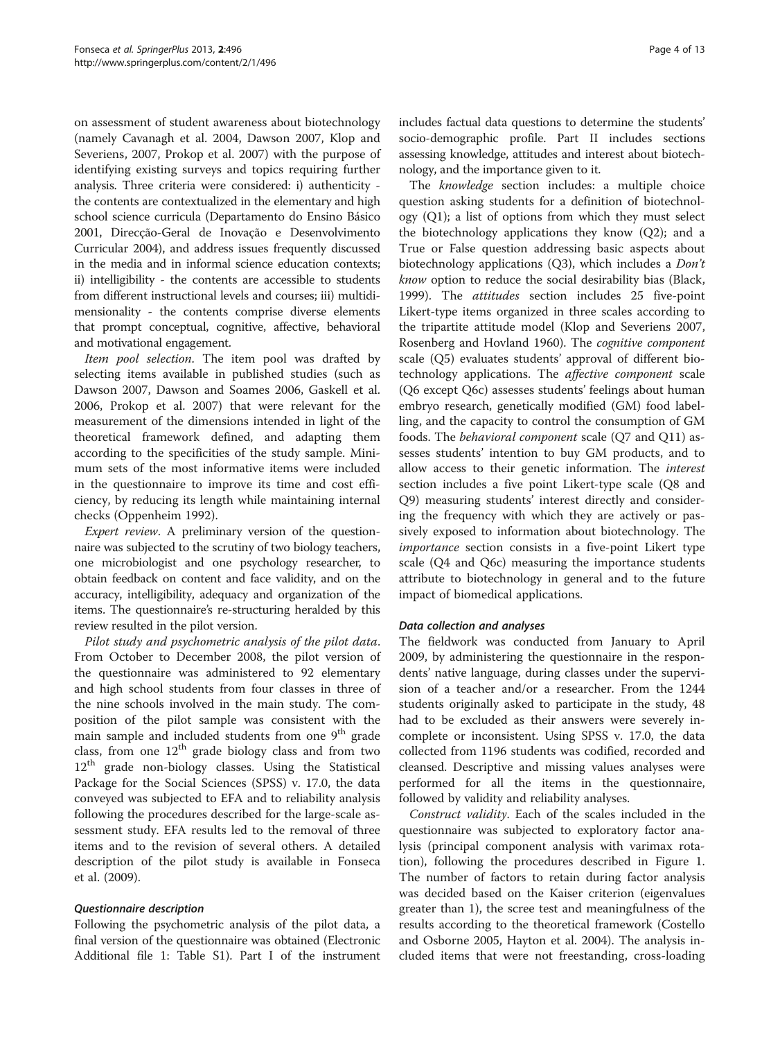on assessment of student awareness about biotechnology (namely Cavanagh et al. 2004, Dawson 2007, Klop and Severiens, 2007, Prokop et al. 2007) with the purpose of identifying existing surveys and topics requiring further analysis. Three criteria were considered: i) authenticity - the contents are contextualized in the elementary and high school science curricula (Departamento do Ensino Básico 2001, Direcção-Geral de Inovação e Desenvolvimento Curricular 2004), and address issues frequently discussed in the media and in informal science education contexts; ii) intelligibility - the contents are accessible to students from different instructional levels and courses; iii) multidimensionality - the contents comprise diverse elements that prompt conceptual, cognitive, affective, behavioral and motivational engagement.

*Item pool selection*. The item pool was drafted by selecting items available in published studies (such as Dawson 2007, Dawson and Soames 2006, Gaskell et al. 2006, Prokop et al. 2007) that were relevant for the measurement of the dimensions intended in light of the theoretical framework defined, and adapting them according to the specificities of the study sample. Minimum sets of the most informative items were included in the questionnaire to improve its time and cost efficiency, by reducing its length while maintaining internal checks (Oppenheim 1992).

*Expert review*. A preliminary version of the questionnaire was subjected to the scrutiny of two biology teachers, one microbiologist and one psychology researcher, to obtain feedback on content and face validity, and on the accuracy, intelligibility, adequacy and organization of the items. The questionnaire's re-structuring heralded by this review resulted in the pilot version.

*Pilot study and psychometric analysis of the pilot data*. From October to December 2008, the pilot version of the questionnaire was administered to 92 elementary and high school students from four classes in three of the nine schools involved in the main study. The composition of the pilot sample was consistent with the main sample and included students from one 9th grade class, from one 12th grade biology class and from two 12th grade non-biology classes. Using the Statistical Package for the Social Sciences (SPSS) v. 17.0, the data conveyed was subjected to EFA and to reliability analysis following the procedures described for the large-scale assessment study. EFA results led to the removal of three items and to the revision of several others. A detailed description of the pilot study is available in Fonseca et al. (2009).

### Questionnaire description

Following the psychometric analysis of the pilot data, a final version of the questionnaire was obtained (Electronic Additional file 1: Table S1). Part I of the instrument includes factual data questions to determine the students' socio-demographic profile. Part II includes sections assessing knowledge, attitudes and interest about biotechnology, and the importance given to it.

The *knowledge* section includes: a multiple choice question asking students for a definition of biotechnology (Q1); a list of options from which they must select the biotechnology applications they know (Q2); and a True or False question addressing basic aspects about biotechnology applications (Q3), which includes a *Don't know* option to reduce the social desirability bias (Black, 1999). The *attitudes* section includes 25 five-point Likert-type items organized in three scales according to the tripartite attitude model (Klop and Severiens 2007, Rosenberg and Hovland 1960). The *cognitive component* scale (Q5) evaluates students' approval of different biotechnology applications. The *affective component* scale (Q6 except Q6c) assesses students' feelings about human embryo research, genetically modified (GM) food labelling, and the capacity to control the consumption of GM foods. The *behavioral component* scale (Q7 and Q11) assesses students' intention to buy GM products, and to allow access to their genetic information. The *interest* section includes a five point Likert-type scale (Q8 and Q9) measuring students' interest directly and considering the frequency with which they are actively or passively exposed to information about biotechnology. The *importance* section consists in a five-point Likert type scale (Q4 and Q6c) measuring the importance students attribute to biotechnology in general and to the future impact of biomedical applications.

### Data collection and analyses

The fieldwork was conducted from January to April 2009, by administering the questionnaire in the respondents' native language, during classes under the supervision of a teacher and/or a researcher. From the 1244 students originally asked to participate in the study, 48 had to be excluded as their answers were severely incomplete or inconsistent. Using SPSS v. 17.0, the data collected from 1196 students was codified, recorded and cleansed. Descriptive and missing values analyses were performed for all the items in the questionnaire, followed by validity and reliability analyses.

*Construct validity*. Each of the scales included in the questionnaire was subjected to exploratory factor analysis (principal component analysis with varimax rotation), following the procedures described in Figure 1. The number of factors to retain during factor analysis was decided based on the Kaiser criterion (eigenvalues greater than 1), the scree test and meaningfulness of the results according to the theoretical framework (Costello and Osborne 2005, Hayton et al. 2004). The analysis included items that were not freestanding, cross-loading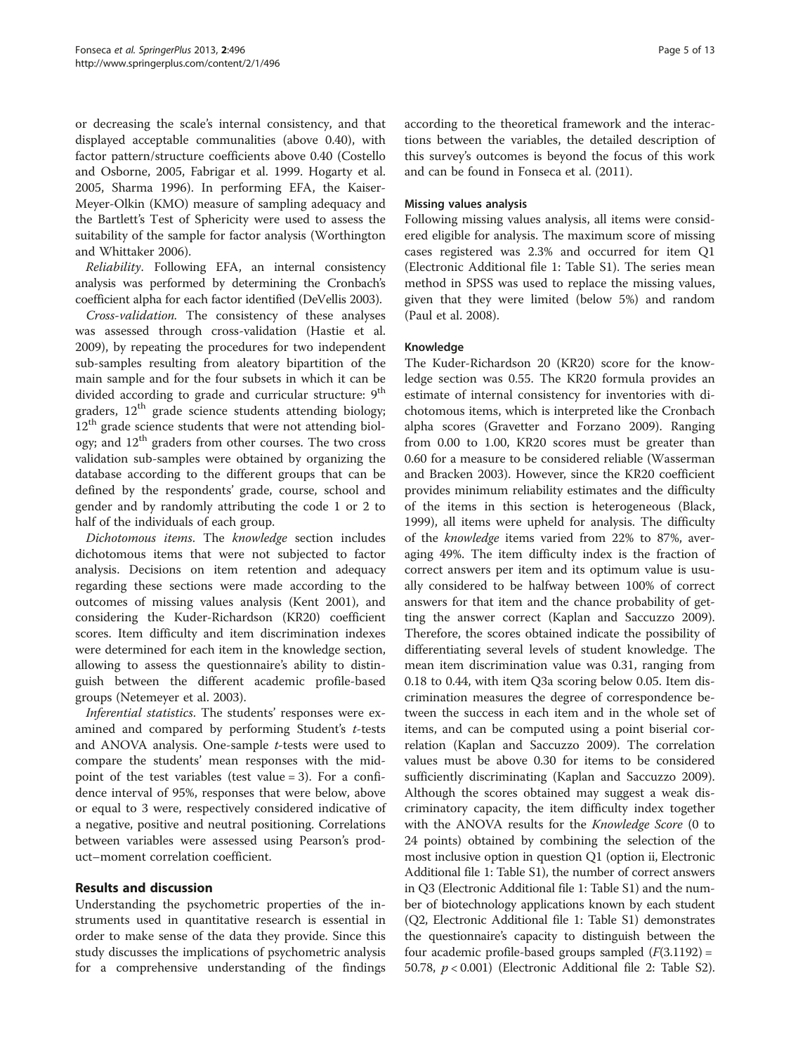or decreasing the scale's internal consistency, and that displayed acceptable communalities (above 0.40), with factor pattern/structure coefficients above 0.40 (Costello and Osborne, 2005, Fabrigar et al. 1999. Hogarty et al. 2005, Sharma 1996). In performing EFA, the Kaiser-Meyer-Olkin (KMO) measure of sampling adequacy and the Bartlett's Test of Sphericity were used to assess the suitability of the sample for factor analysis (Worthington and Whittaker 2006).

*Reliability*. Following EFA, an internal consistency analysis was performed by determining the Cronbach's coefficient alpha for each factor identified (DeVellis 2003).

*Cross-validation*. The consistency of these analyses was assessed through cross-validation (Hastie et al. 2009), by repeating the procedures for two independent sub-samples resulting from aleatory bipartition of the main sample and for the four subsets in which it can be divided according to grade and curricular structure: 9[th] graders, 12[th] grade science students attending biology; 12[th] grade science students that were not attending biology; and 12[th] graders from other courses. The two cross validation sub-samples were obtained by organizing the database according to the different groups that can be defined by the respondents' grade, course, school and gender and by randomly attributing the code 1 or 2 to half of the individuals of each group.

*Dichotomous items*. The *knowledge* section includes dichotomous items that were not subjected to factor analysis. Decisions on item retention and adequacy regarding these sections were made according to the outcomes of missing values analysis (Kent 2001), and considering the Kuder-Richardson (KR20) coefficient scores. Item difficulty and item discrimination indexes were determined for each item in the knowledge section, allowing to assess the questionnaire's ability to distinguish between the different academic profile-based groups (Netemeyer et al. 2003).

*Inferential statistics*. The students' responses were examined and compared by performing Student's *t*-tests and ANOVA analysis. One-sample *t*-tests were used to compare the students' mean responses with the midpoint of the test variables (test value = 3). For a confidence interval of 95%, responses that were below, above or equal to 3 were, respectively considered indicative of a negative, positive and neutral positioning. Correlations between variables were assessed using Pearson's product–moment correlation coefficient.

## Results and discussion

Understanding the psychometric properties of the instruments used in quantitative research is essential in order to make sense of the data they provide. Since this study discusses the implications of psychometric analysis for a comprehensive understanding of the findings according to the theoretical framework and the interactions between the variables, the detailed description of this survey's outcomes is beyond the focus of this work and can be found in Fonseca et al. (2011).

### Missing values analysis

Following missing values analysis, all items were considered eligible for analysis. The maximum score of missing cases registered was 2.3% and occurred for item Q1 (Electronic Additional file 1: Table S1). The series mean method in SPSS was used to replace the missing values, given that they were limited (below 5%) and random (Paul et al. 2008).

### Knowledge

The Kuder-Richardson 20 (KR20) score for the knowledge section was 0.55. The KR20 formula provides an estimate of internal consistency for inventories with dichotomous items, which is interpreted like the Cronbach alpha scores (Gravetter and Forzano 2009). Ranging from 0.00 to 1.00, KR20 scores must be greater than 0.60 for a measure to be considered reliable (Wasserman and Bracken 2003). However, since the KR20 coefficient provides minimum reliability estimates and the difficulty of the items in this section is heterogeneous (Black, 1999), all items were upheld for analysis. The difficulty of the *knowledge* items varied from 22% to 87%, averaging 49%. The item difficulty index is the fraction of correct answers per item and its optimum value is usually considered to be halfway between 100% of correct answers for that item and the chance probability of getting the answer correct (Kaplan and Saccuzzo 2009). Therefore, the scores obtained indicate the possibility of differentiating several levels of student knowledge. The mean item discrimination value was 0.31, ranging from 0.18 to 0.44, with item Q3a scoring below 0.05. Item discrimination measures the degree of correspondence between the success in each item and in the whole set of items, and can be computed using a point biserial correlation (Kaplan and Saccuzzo 2009). The correlation values must be above 0.30 for items to be considered sufficiently discriminating (Kaplan and Saccuzzo 2009). Although the scores obtained may suggest a weak discriminatory capacity, the item difficulty index together with the ANOVA results for the *Knowledge Score* (0 to 24 points) obtained by combining the selection of the most inclusive option in question Q1 (option ii, Electronic Additional file 1: Table S1), the number of correct answers in Q3 (Electronic Additional file 1: Table S1) and the number of biotechnology applications known by each student (Q2, Electronic Additional file 1: Table S1) demonstrates the questionnaire's capacity to distinguish between the four academic profile-based groups sampled ($F(3.1192) = 50.78$, $p < 0.001$) (Electronic Additional file 2: Table S2).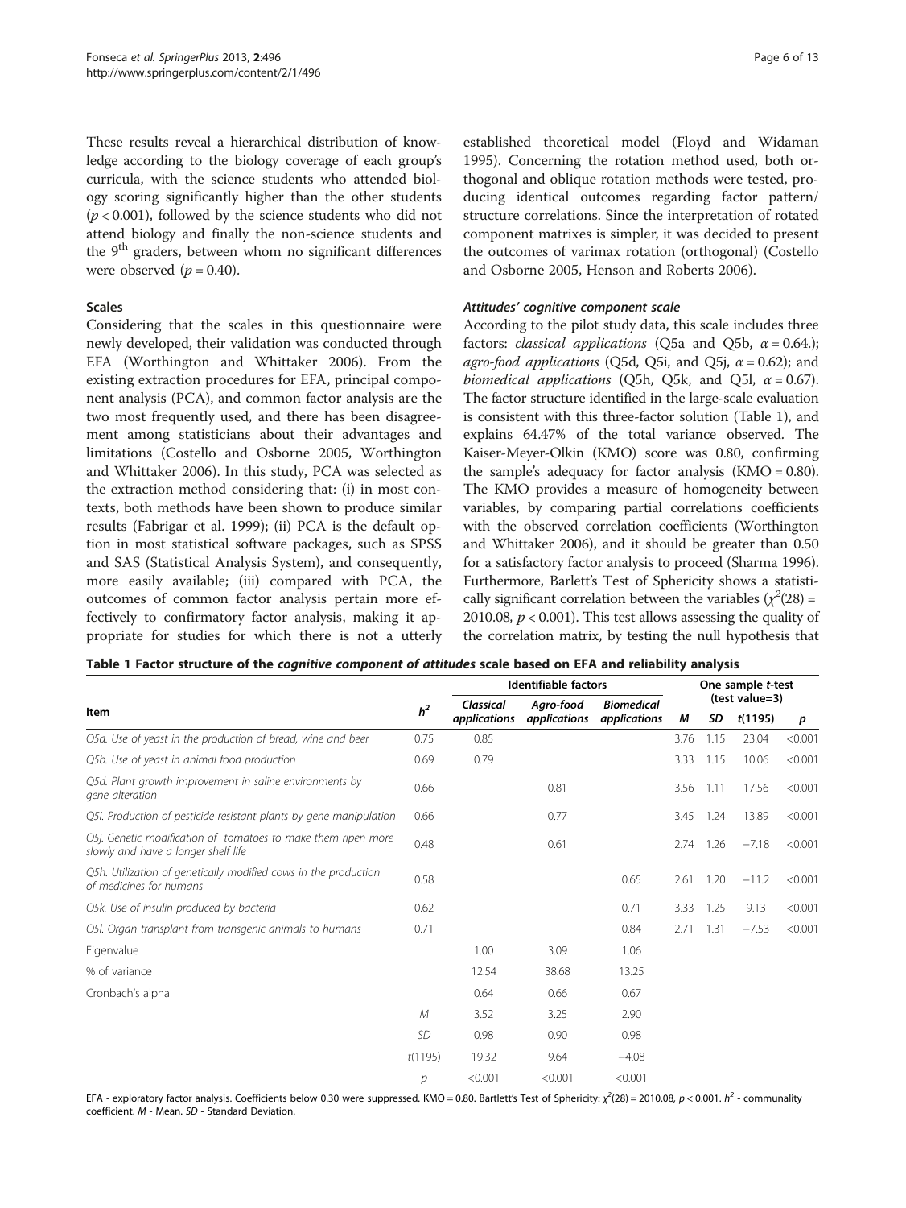These results reveal a hierarchical distribution of knowledge according to the biology coverage of each group's curricula, with the science students who attended biology scoring significantly higher than the other students ($p < 0.001$), followed by the science students who did not attend biology and finally the non-science students and the 9th graders, between whom no significant differences were observed ($p = 0.40$).

### Scales

Considering that the scales in this questionnaire were newly developed, their validation was conducted through EFA (Worthington and Whittaker 2006). From the existing extraction procedures for EFA, principal component analysis (PCA), and common factor analysis are the two most frequently used, and there has been disagreement among statisticians about their advantages and limitations (Costello and Osborne 2005, Worthington and Whittaker 2006). In this study, PCA was selected as the extraction method considering that: (i) in most contexts, both methods have been shown to produce similar results (Fabrigar et al. 1999); (ii) PCA is the default option in most statistical software packages, such as SPSS and SAS (Statistical Analysis System), and consequently, more easily available; (iii) compared with PCA, the outcomes of common factor analysis pertain more effectively to confirmatory factor analysis, making it appropriate for studies for which there is not a utterly established theoretical model (Floyd and Widaman 1995). Concerning the rotation method used, both orthogonal and oblique rotation methods were tested, producing identical outcomes regarding factor pattern/structure correlations. Since the interpretation of rotated component matrixes is simpler, it was decided to present the outcomes of varimax rotation (orthogonal) (Costello and Osborne 2005, Henson and Roberts 2006).

#### *Attitudes' cognitive component scale*

According to the pilot study data, this scale includes three factors: *classical applications* (Q5a and Q5b, $\alpha = 0.64$.); *agro-food applications* (Q5d, Q5i, and Q5j, $\alpha = 0.62$); and *biomedical applications* (Q5h, Q5k, and Q5l, $\alpha = 0.67$). The factor structure identified in the large-scale evaluation is consistent with this three-factor solution (Table 1), and explains 64.47% of the total variance observed. The Kaiser-Meyer-Olkin (KMO) score was 0.80, confirming the sample's adequacy for factor analysis (KMO = 0.80). The KMO provides a measure of homogeneity between variables, by comparing partial correlations coefficients with the observed correlation coefficients (Worthington and Whittaker 2006), and it should be greater than 0.50 for a satisfactory factor analysis to proceed (Sharma 1996). Furthermore, Barlett's Test of Sphericity shows a statistically significant correlation between the variables ($\chi^2(28) = 2010.08$, $p < 0.001$). This test allows assessing the quality of the correlation matrix, by testing the null hypothesis that

**Table 1 Factor structure of the *cognitive component of attitudes* scale based on EFA and reliability analysis**

| Item | $h^2$ | Identifiable factors | | | One sample *t*-test (test value=3) | | | |
|---|---|---|---|---|---|---|---|---|
| | | *Classical applications* | *Agro-food applications* | *Biomedical applications* | *M* | *SD* | *t*(1195) | *p* |
| *Q5a. Use of yeast in the production of bread, wine and beer* | 0.75 | 0.85 | | | 3.76 | 1.15 | 23.04 | <0.001 |
| *Q5b. Use of yeast in animal food production* | 0.69 | 0.79 | | | 3.33 | 1.15 | 10.06 | <0.001 |
| *Q5d. Plant growth improvement in saline environments by gene alteration* | 0.66 | | 0.81 | | 3.56 | 1.11 | 17.56 | <0.001 |
| *Q5i. Production of pesticide resistant plants by gene manipulation* | 0.66 | | 0.77 | | 3.45 | 1.24 | 13.89 | <0.001 |
| *Q5j. Genetic modification of tomatoes to make them ripen more slowly and have a longer shelf life* | 0.48 | | 0.61 | | 2.74 | 1.26 | −7.18 | <0.001 |
| *Q5h. Utilization of genetically modified cows in the production of medicines for humans* | 0.58 | | | 0.65 | 2.61 | 1.20 | −11.2 | <0.001 |
| *Q5k. Use of insulin produced by bacteria* | 0.62 | | | 0.71 | 3.33 | 1.25 | 9.13 | <0.001 |
| *Q5l. Organ transplant from transgenic animals to humans* | 0.71 | | | 0.84 | 2.71 | 1.31 | −7.53 | <0.001 |
| Eigenvalue | | 1.00 | 3.09 | 1.06 | | | | |
| % of variance | | 12.54 | 38.68 | 13.25 | | | | |
| Cronbach's alpha | | 0.64 | 0.66 | 0.67 | | | | |
| | *M* | 3.52 | 3.25 | 2.90 | | | | |
| | *SD* | 0.98 | 0.90 | 0.98 | | | | |
| | *t*(1195) | 19.32 | 9.64 | −4.08 | | | | |
| | *p* | <0.001 | <0.001 | <0.001 | | | | |

EFA - exploratory factor analysis. Coefficients below 0.30 were suppressed. KMO = 0.80. Bartlett's Test of Sphericity: $\chi^2(28) = 2010.08$, $p < 0.001$. $h^2$ - communality coefficient. *M* - Mean. *SD* - Standard Deviation.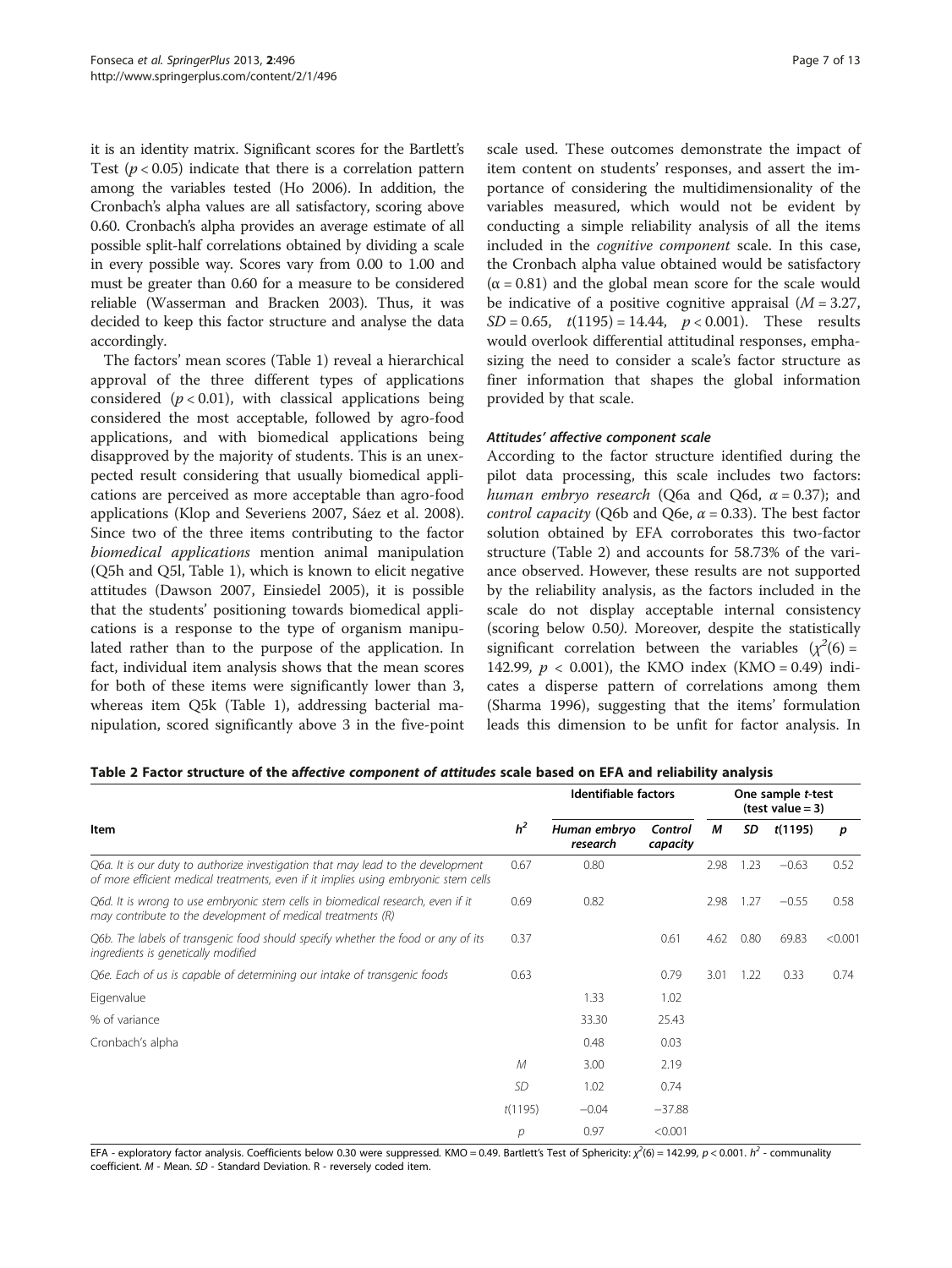it is an identity matrix. Significant scores for the Bartlett's Test ($p < 0.05$) indicate that there is a correlation pattern among the variables tested (Ho 2006). In addition, the Cronbach's alpha values are all satisfactory, scoring above 0.60. Cronbach's alpha provides an average estimate of all possible split-half correlations obtained by dividing a scale in every possible way. Scores vary from 0.00 to 1.00 and must be greater than 0.60 for a measure to be considered reliable (Wasserman and Bracken 2003). Thus, it was decided to keep this factor structure and analyse the data accordingly.

The factors' mean scores (Table 1) reveal a hierarchical approval of the three different types of applications considered ($p < 0.01$), with classical applications being considered the most acceptable, followed by agro-food applications, and with biomedical applications being disapproved by the majority of students. This is an unexpected result considering that usually biomedical applications are perceived as more acceptable than agro-food applications (Klop and Severiens 2007, Sáez et al. 2008). Since two of the three items contributing to the factor *biomedical applications* mention animal manipulation (Q5h and Q5l, Table 1), which is known to elicit negative attitudes (Dawson 2007, Einsiedel 2005), it is possible that the students' positioning towards biomedical applications is a response to the type of organism manipulated rather than to the purpose of the application. In fact, individual item analysis shows that the mean scores for both of these items were significantly lower than 3, whereas item Q5k (Table 1), addressing bacterial manipulation, scored significantly above 3 in the five-point scale used. These outcomes demonstrate the impact of item content on students' responses, and assert the importance of considering the multidimensionality of the variables measured, which would not be evident by conducting a simple reliability analysis of all the items included in the *cognitive component* scale. In this case, the Cronbach alpha value obtained would be satisfactory ($\alpha = 0.81$) and the global mean score for the scale would be indicative of a positive cognitive appraisal ($M = 3.27$, $SD = 0.65$, $t(1195) = 14.44$, $p < 0.001$). These results would overlook differential attitudinal responses, emphasizing the need to consider a scale's factor structure as finer information that shapes the global information provided by that scale.

#### Attitudes' affective component scale

According to the factor structure identified during the pilot data processing, this scale includes two factors: *human embryo research* (Q6a and Q6d, $\alpha = 0.37$); and *control capacity* (Q6b and Q6e, $\alpha = 0.33$). The best factor solution obtained by EFA corroborates this two-factor structure (Table 2) and accounts for 58.73% of the variance observed. However, these results are not supported by the reliability analysis, as the factors included in the scale do not display acceptable internal consistency (scoring below 0.50). Moreover, despite the statistically significant correlation between the variables ($\chi^2(6) = 142.99$, $p < 0.001$), the KMO index (KMO = 0.49) indicates a disperse pattern of correlations among them (Sharma 1996), suggesting that the items' formulation leads this dimension to be unfit for factor analysis. In

**Table 2 Factor structure of the *affective component of attitudes* scale based on EFA and reliability analysis**

| Item | $h^2$ | Identifiable factors | | One sample *t*-test (test value = 3) | | | |
|---|---|---|---|---|---|---|---|
| | | *Human embryo research* | *Control capacity* | *M* | *SD* | *t*(1195) | *p* |
| *Q6a. It is our duty to authorize investigation that may lead to the development of more efficient medical treatments, even if it implies using embryonic stem cells* | 0.67 | 0.80 | | 2.98 | 1.23 | −0.63 | 0.52 |
| *Q6d. It is wrong to use embryonic stem cells in biomedical research, even if it may contribute to the development of medical treatments (R)* | 0.69 | 0.82 | | 2.98 | 1.27 | −0.55 | 0.58 |
| *Q6b. The labels of transgenic food should specify whether the food or any of its ingredients is genetically modified* | 0.37 | | 0.61 | 4.62 | 0.80 | 69.83 | <0.001 |
| *Q6e. Each of us is capable of determining our intake of transgenic foods* | 0.63 | | 0.79 | 3.01 | 1.22 | 0.33 | 0.74 |
| Eigenvalue | | 1.33 | 1.02 | | | | |
| % of variance | | 33.30 | 25.43 | | | | |
| Cronbach's alpha | | 0.48 | 0.03 | | | | |
| | *M* | 3.00 | 2.19 | | | | |
| | *SD* | 1.02 | 0.74 | | | | |
| | *t*(1195) | −0.04 | −37.88 | | | | |
| | *p* | 0.97 | <0.001 | | | | |

EFA - exploratory factor analysis. Coefficients below 0.30 were suppressed. KMO = 0.49. Bartlett's Test of Sphericity: $\chi^2(6) = 142.99$, $p < 0.001$. $h^2$ - communality coefficient. *M* - Mean. *SD* - Standard Deviation. R - reversely coded item.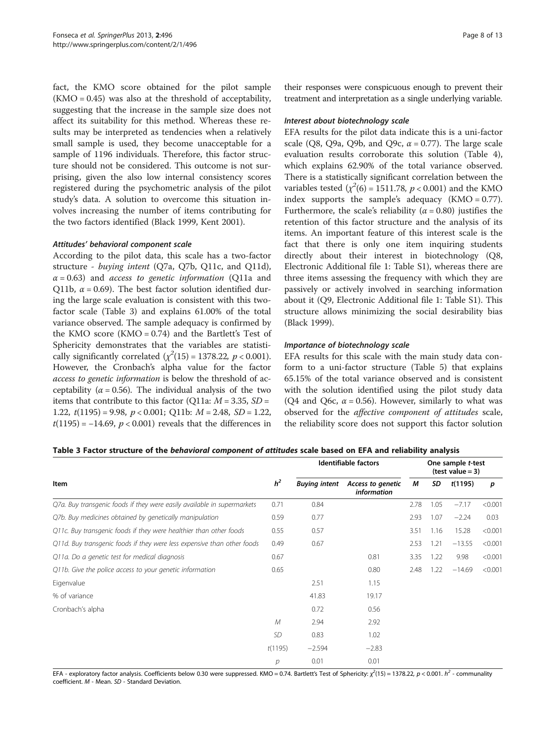fact, the KMO score obtained for the pilot sample (KMO = 0.45) was also at the threshold of acceptability, suggesting that the increase in the sample size does not affect its suitability for this method. Whereas these results may be interpreted as tendencies when a relatively small sample is used, they become unacceptable for a sample of 1196 individuals. Therefore, this factor structure should not be considered. This outcome is not surprising, given the also low internal consistency scores registered during the psychometric analysis of the pilot study's data. A solution to overcome this situation involves increasing the number of items contributing for the two factors identified (Black 1999, Kent 2001).

#### *Attitudes' behavioral component scale*

According to the pilot data, this scale has a two-factor structure - *buying intent* (Q7a, Q7b, Q11c, and Q11d), $\alpha = 0.63$) and *access to genetic information* (Q11a and Q11b, $\alpha = 0.69$). The best factor solution identified during the large scale evaluation is consistent with this two-factor scale (Table 3) and explains 61.00% of the total variance observed. The sample adequacy is confirmed by the KMO score (KMO = 0.74) and the Bartlett's Test of Sphericity demonstrates that the variables are statistically significantly correlated ($\chi^2(15) = 1378.22$, $p < 0.001$). However, the Cronbach's alpha value for the factor *access to genetic information* is below the threshold of acceptability ($\alpha = 0.56$). The individual analysis of the two items that contribute to this factor (Q11a: $M = 3.35$, $SD = 1.22$, $t(1195) = 9.98$, $p < 0.001$; Q11b: $M = 2.48$, $SD = 1.22$, $t(1195) = -14.69$, $p < 0.001$) reveals that the differences in their responses were conspicuous enough to prevent their treatment and interpretation as a single underlying variable.

#### *Interest about biotechnology scale*

EFA results for the pilot data indicate this is a uni-factor scale (Q8, Q9a, Q9b, and Q9c, $\alpha = 0.77$). The large scale evaluation results corroborate this solution (Table 4), which explains 62.90% of the total variance observed. There is a statistically significant correlation between the variables tested ($\chi^2(6) = 1511.78$, $p < 0.001$) and the KMO index supports the sample's adequacy (KMO = 0.77). Furthermore, the scale's reliability ($\alpha = 0.80$) justifies the retention of this factor structure and the analysis of its items. An important feature of this interest scale is the fact that there is only one item inquiring students directly about their interest in biotechnology (Q8, Electronic Additional file 1: Table S1), whereas there are three items assessing the frequency with which they are passively or actively involved in searching information about it (Q9, Electronic Additional file 1: Table S1). This structure allows minimizing the social desirability bias (Black 1999).

#### *Importance of biotechnology scale*

EFA results for this scale with the main study data conform to a uni-factor structure (Table 5) that explains 65.15% of the total variance observed and is consistent with the solution identified using the pilot study data (Q4 and Q6c, $\alpha = 0.56$). However, similarly to what was observed for the *affective component of attitudes* scale, the reliability score does not support this factor solution

**Table 3 Factor structure of the *behavioral component of attitudes* scale based on EFA and reliability analysis**

| Item | $h^2$ | Identifiable factors | | One sample *t*-test (test value = 3) | | | |
|---|---|---|---|---|---|---|---|
| | | *Buying intent* | *Access to genetic information* | *M* | *SD* | *t*(1195) | *p* |
| *Q7a. Buy transgenic foods if they were easily available in supermarkets* | 0.71 | 0.84 | | 2.78 | 1.05 | −7.17 | <0.001 |
| *Q7b. Buy medicines obtained by genetically manipulation* | 0.59 | 0.77 | | 2.93 | 1.07 | −2.24 | 0.03 |
| *Q11c. Buy transgenic foods if they were healthier than other foods* | 0.55 | 0.57 | | 3.51 | 1.16 | 15.28 | <0.001 |
| *Q11d. Buy transgenic foods if they were less expensive than other foods* | 0.49 | 0.67 | | 2.53 | 1.21 | −13.55 | <0.001 |
| *Q11a. Do a genetic test for medical diagnosis* | 0.67 | | 0.81 | 3.35 | 1.22 | 9.98 | <0.001 |
| *Q11b. Give the police access to your genetic information* | 0.65 | | 0.80 | 2.48 | 1.22 | −14.69 | <0.001 |
| Eigenvalue | | 2.51 | 1.15 | | | | |
| % of variance | | 41.83 | 19.17 | | | | |
| Cronbach's alpha | | 0.72 | 0.56 | | | | |
| | *M* | 2.94 | 2.92 | | | | |
| | *SD* | 0.83 | 1.02 | | | | |
| | *t*(1195) | −2.594 | −2.83 | | | | |
| | *p* | 0.01 | 0.01 | | | | |

EFA - exploratory factor analysis. Coefficients below 0.30 were suppressed. KMO = 0.74. Bartlett's Test of Sphericity: $\chi^2(15) = 1378.22$, $p < 0.001$. $h^2$ - communality coefficient. *M* - Mean. *SD* - Standard Deviation.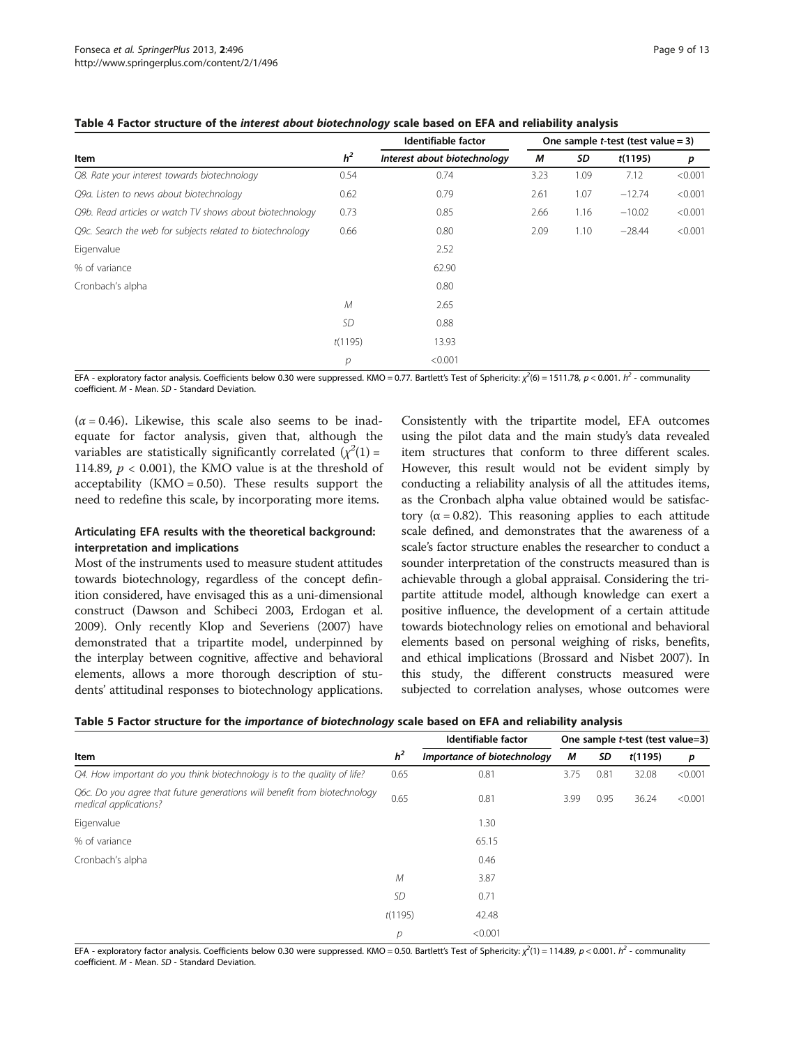**Table 4 Factor structure of the *interest about biotechnology* scale based on EFA and reliability analysis**

| Item | $h^2$ | Identifiable factor | One sample *t*-test (test value = 3) | | | |
|---|---|---|---|---|---|---|
| | | Interest about biotechnology | *M* | *SD* | *t*(1195) | *p* |
| *Q8. Rate your interest towards biotechnology* | 0.54 | 0.74 | 3.23 | 1.09 | 7.12 | <0.001 |
| *Q9a. Listen to news about biotechnology* | 0.62 | 0.79 | 2.61 | 1.07 | −12.74 | <0.001 |
| *Q9b. Read articles or watch TV shows about biotechnology* | 0.73 | 0.85 | 2.66 | 1.16 | −10.02 | <0.001 |
| *Q9c. Search the web for subjects related to biotechnology* | 0.66 | 0.80 | 2.09 | 1.10 | −28.44 | <0.001 |
| Eigenvalue | | 2.52 | | | | |
| % of variance | | 62.90 | | | | |
| Cronbach's alpha | | 0.80 | | | | |
| | *M* | 2.65 | | | | |
| | *SD* | 0.88 | | | | |
| | *t*(1195) | 13.93 | | | | |
| | *p* | <0.001 | | | | |

EFA - exploratory factor analysis. Coefficients below 0.30 were suppressed. KMO = 0.77. Bartlett's Test of Sphericity: $\chi^2(6) = 1511.78$, $p < 0.001$. $h^2$ - communality coefficient. *M* - Mean. *SD* - Standard Deviation.

($\alpha = 0.46$). Likewise, this scale also seems to be inadequate for factor analysis, given that, although the variables are statistically significantly correlated ($\chi^2(1) = 114.89$, $p < 0.001$), the KMO value is at the threshold of acceptability (KMO = 0.50). These results support the need to redefine this scale, by incorporating more items.

### Articulating EFA results with the theoretical background: interpretation and implications

Most of the instruments used to measure student attitudes towards biotechnology, regardless of the concept definition considered, have envisaged this as a uni-dimensional construct (Dawson and Schibeci 2003, Erdogan et al. 2009). Only recently Klop and Severiens (2007) have demonstrated that a tripartite model, underpinned by the interplay between cognitive, affective and behavioral elements, allows a more thorough description of students' attitudinal responses to biotechnology applications. Consistently with the tripartite model, EFA outcomes using the pilot data and the main study's data revealed item structures that conform to three different scales. However, this result would not be evident simply by conducting a reliability analysis of all the attitudes items, as the Cronbach alpha value obtained would be satisfactory ($\alpha = 0.82$). This reasoning applies to each attitude scale defined, and demonstrates that the awareness of a scale's factor structure enables the researcher to conduct a sounder interpretation of the constructs measured than is achievable through a global appraisal. Considering the tripartite attitude model, although knowledge can exert a positive influence, the development of a certain attitude towards biotechnology relies on emotional and behavioral elements based on personal weighing of risks, benefits, and ethical implications (Brossard and Nisbet 2007). In this study, the different constructs measured were subjected to correlation analyses, whose outcomes were

**Table 5 Factor structure for the *importance of biotechnology* scale based on EFA and reliability analysis**

| Item | $h^2$ | Identifiable factor | One sample *t*-test (test value=3) | | | |
|---|---|---|---|---|---|---|
| | | Importance of biotechnology | *M* | *SD* | *t*(1195) | *p* |
| *Q4. How important do you think biotechnology is to the quality of life?* | 0.65 | 0.81 | 3.75 | 0.81 | 32.08 | <0.001 |
| *Q6c. Do you agree that future generations will benefit from biotechnology medical applications?* | 0.65 | 0.81 | 3.99 | 0.95 | 36.24 | <0.001 |
| Eigenvalue | | 1.30 | | | | |
| % of variance | | 65.15 | | | | |
| Cronbach's alpha | | 0.46 | | | | |
| | *M* | 3.87 | | | | |
| | *SD* | 0.71 | | | | |
| | *t*(1195) | 42.48 | | | | |
| | *p* | <0.001 | | | | |

EFA - exploratory factor analysis. Coefficients below 0.30 were suppressed. KMO = 0.50. Bartlett's Test of Sphericity: $\chi^2(1) = 114.89$, $p < 0.001$. $h^2$ - communality coefficient. *M* - Mean. *SD* - Standard Deviation.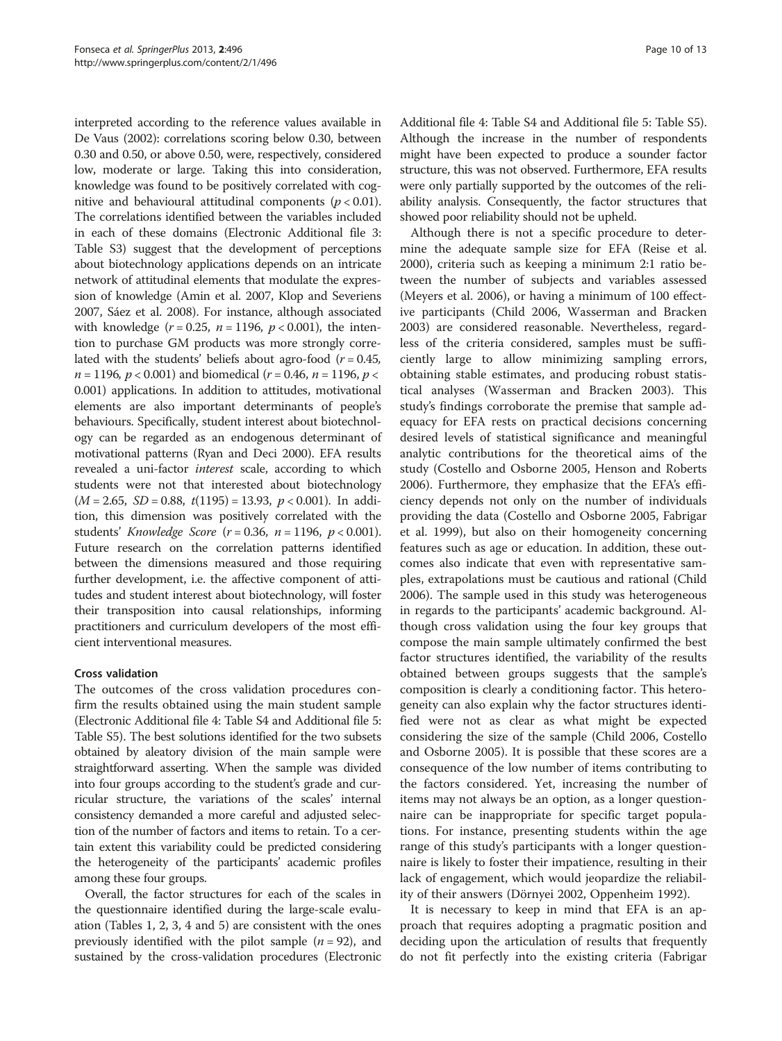interpreted according to the reference values available in De Vaus (2002): correlations scoring below 0.30, between 0.30 and 0.50, or above 0.50, were, respectively, considered low, moderate or large. Taking this into consideration, knowledge was found to be positively correlated with cognitive and behavioural attitudinal components ($p < 0.01$). The correlations identified between the variables included in each of these domains (Electronic Additional file 3: Table S3) suggest that the development of perceptions about biotechnology applications depends on an intricate network of attitudinal elements that modulate the expression of knowledge (Amin et al. 2007, Klop and Severiens 2007, Sáez et al. 2008). For instance, although associated with knowledge ($r = 0.25$, $n = 1196$, $p < 0.001$), the intention to purchase GM products was more strongly correlated with the students' beliefs about agro-food ($r = 0.45$, $n = 1196$, $p < 0.001$) and biomedical ($r = 0.46$, $n = 1196$, $p < 0.001$) applications. In addition to attitudes, motivational elements are also important determinants of people's behaviours. Specifically, student interest about biotechnology can be regarded as an endogenous determinant of motivational patterns (Ryan and Deci 2000). EFA results revealed a uni-factor *interest* scale, according to which students were not that interested about biotechnology ($M = 2.65$, $SD = 0.88$, $t(1195) = 13.93$, $p < 0.001$). In addition, this dimension was positively correlated with the students' *Knowledge Score* ($r = 0.36$, $n = 1196$, $p < 0.001$). Future research on the correlation patterns identified between the dimensions measured and those requiring further development, i.e. the affective component of attitudes and student interest about biotechnology, will foster their transposition into causal relationships, informing practitioners and curriculum developers of the most efficient interventional measures.

#### Cross validation

The outcomes of the cross validation procedures confirm the results obtained using the main student sample (Electronic Additional file 4: Table S4 and Additional file 5: Table S5). The best solutions identified for the two subsets obtained by aleatory division of the main sample were straightforward asserting. When the sample was divided into four groups according to the student's grade and curricular structure, the variations of the scales' internal consistency demanded a more careful and adjusted selection of the number of factors and items to retain. To a certain extent this variability could be predicted considering the heterogeneity of the participants' academic profiles among these four groups.

Overall, the factor structures for each of the scales in the questionnaire identified during the large-scale evaluation (Tables 1, 2, 3, 4 and 5) are consistent with the ones previously identified with the pilot sample ($n = 92$), and sustained by the cross-validation procedures (Electronic Additional file 4: Table S4 and Additional file 5: Table S5). Although the increase in the number of respondents might have been expected to produce a sounder factor structure, this was not observed. Furthermore, EFA results were only partially supported by the outcomes of the reliability analysis. Consequently, the factor structures that showed poor reliability should not be upheld.

Although there is not a specific procedure to determine the adequate sample size for EFA (Reise et al. 2000), criteria such as keeping a minimum 2:1 ratio between the number of subjects and variables assessed (Meyers et al. 2006), or having a minimum of 100 effective participants (Child 2006, Wasserman and Bracken 2003) are considered reasonable. Nevertheless, regardless of the criteria considered, samples must be sufficiently large to allow minimizing sampling errors, obtaining stable estimates, and producing robust statistical analyses (Wasserman and Bracken 2003). This study's findings corroborate the premise that sample adequacy for EFA rests on practical decisions concerning desired levels of statistical significance and meaningful analytic contributions for the theoretical aims of the study (Costello and Osborne 2005, Henson and Roberts 2006). Furthermore, they emphasize that the EFA's efficiency depends not only on the number of individuals providing the data (Costello and Osborne 2005, Fabrigar et al. 1999), but also on their homogeneity concerning features such as age or education. In addition, these outcomes also indicate that even with representative samples, extrapolations must be cautious and rational (Child 2006). The sample used in this study was heterogeneous in regards to the participants' academic background. Although cross validation using the four key groups that compose the main sample ultimately confirmed the best factor structures identified, the variability of the results obtained between groups suggests that the sample's composition is clearly a conditioning factor. This heterogeneity can also explain why the factor structures identified were not as clear as what might be expected considering the size of the sample (Child 2006, Costello and Osborne 2005). It is possible that these scores are a consequence of the low number of items contributing to the factors considered. Yet, increasing the number of items may not always be an option, as a longer questionnaire can be inappropriate for specific target populations. For instance, presenting students within the age range of this study's participants with a longer questionnaire is likely to foster their impatience, resulting in their lack of engagement, which would jeopardize the reliability of their answers (Dörnyei 2002, Oppenheim 1992).

It is necessary to keep in mind that EFA is an approach that requires adopting a pragmatic position and deciding upon the articulation of results that frequently do not fit perfectly into the existing criteria (Fabrigar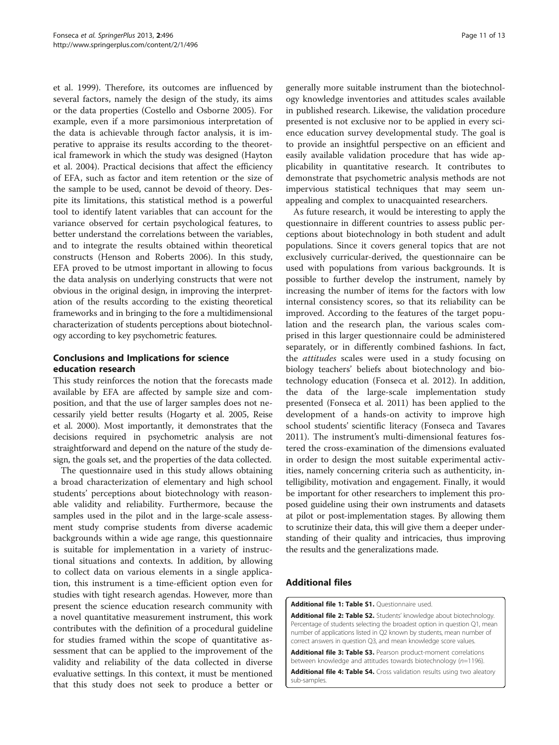et al. 1999). Therefore, its outcomes are influenced by several factors, namely the design of the study, its aims or the data properties (Costello and Osborne 2005). For example, even if a more parsimonious interpretation of the data is achievable through factor analysis, it is imperative to appraise its results according to the theoretical framework in which the study was designed (Hayton et al. 2004). Practical decisions that affect the efficiency of EFA, such as factor and item retention or the size of the sample to be used, cannot be devoid of theory. Despite its limitations, this statistical method is a powerful tool to identify latent variables that can account for the variance observed for certain psychological features, to better understand the correlations between the variables, and to integrate the results obtained within theoretical constructs (Henson and Roberts 2006). In this study, EFA proved to be utmost important in allowing to focus the data analysis on underlying constructs that were not obvious in the original design, in improving the interpretation of the results according to the existing theoretical frameworks and in bringing to the fore a multidimensional characterization of students perceptions about biotechnology according to key psychometric features.

## Conclusions and Implications for science education research

This study reinforces the notion that the forecasts made available by EFA are affected by sample size and composition, and that the use of larger samples does not necessarily yield better results (Hogarty et al. 2005, Reise et al. 2000). Most importantly, it demonstrates that the decisions required in psychometric analysis are not straightforward and depend on the nature of the study design, the goals set, and the properties of the data collected.

The questionnaire used in this study allows obtaining a broad characterization of elementary and high school students' perceptions about biotechnology with reasonable validity and reliability. Furthermore, because the samples used in the pilot and in the large-scale assessment study comprise students from diverse academic backgrounds within a wide age range, this questionnaire is suitable for implementation in a variety of instructional situations and contexts. In addition, by allowing to collect data on various elements in a single application, this instrument is a time-efficient option even for studies with tight research agendas. However, more than present the science education research community with a novel quantitative measurement instrument, this work contributes with the definition of a procedural guideline for studies framed within the scope of quantitative assessment that can be applied to the improvement of the validity and reliability of the data collected in diverse evaluative settings. In this context, it must be mentioned that this study does not seek to produce a better or generally more suitable instrument than the biotechnology knowledge inventories and attitudes scales available in published research. Likewise, the validation procedure presented is not exclusive nor to be applied in every science education survey developmental study. The goal is to provide an insightful perspective on an efficient and easily available validation procedure that has wide applicability in quantitative research. It contributes to demonstrate that psychometric analysis methods are not impervious statistical techniques that may seem unappealing and complex to unacquainted researchers.

As future research, it would be interesting to apply the questionnaire in different countries to assess public perceptions about biotechnology in both student and adult populations. Since it covers general topics that are not exclusively curricular-derived, the questionnaire can be used with populations from various backgrounds. It is possible to further develop the instrument, namely by increasing the number of items for the factors with low internal consistency scores, so that its reliability can be improved. According to the features of the target population and the research plan, the various scales comprised in this larger questionnaire could be administered separately, or in differently combined fashions. In fact, the *attitudes* scales were used in a study focusing on biology teachers' beliefs about biotechnology and biotechnology education (Fonseca et al. 2012). In addition, the data of the large-scale implementation study presented (Fonseca et al. 2011) has been applied to the development of a hands-on activity to improve high school students' scientific literacy (Fonseca and Tavares 2011). The instrument's multi-dimensional features fostered the cross-examination of the dimensions evaluated in order to design the most suitable experimental activities, namely concerning criteria such as authenticity, intelligibility, motivation and engagement. Finally, it would be important for other researchers to implement this proposed guideline using their own instruments and datasets at pilot or post-implementation stages. By allowing them to scrutinize their data, this will give them a deeper understanding of their quality and intricacies, thus improving the results and the generalizations made.

## Additional files

**Additional file 1: Table S1.** Questionnaire used.

**Additional file 2: Table S2.** Students' knowledge about biotechnology. Percentage of students selecting the broadest option in question Q1, mean number of applications listed in Q2 known by students, mean number of correct answers in question Q3, and mean knowledge score values.

**Additional file 3: Table S3.** Pearson product-moment correlations between knowledge and attitudes towards biotechnology ($n$=1196).

**Additional file 4: Table S4.** Cross validation results using two aleatory sub-samples.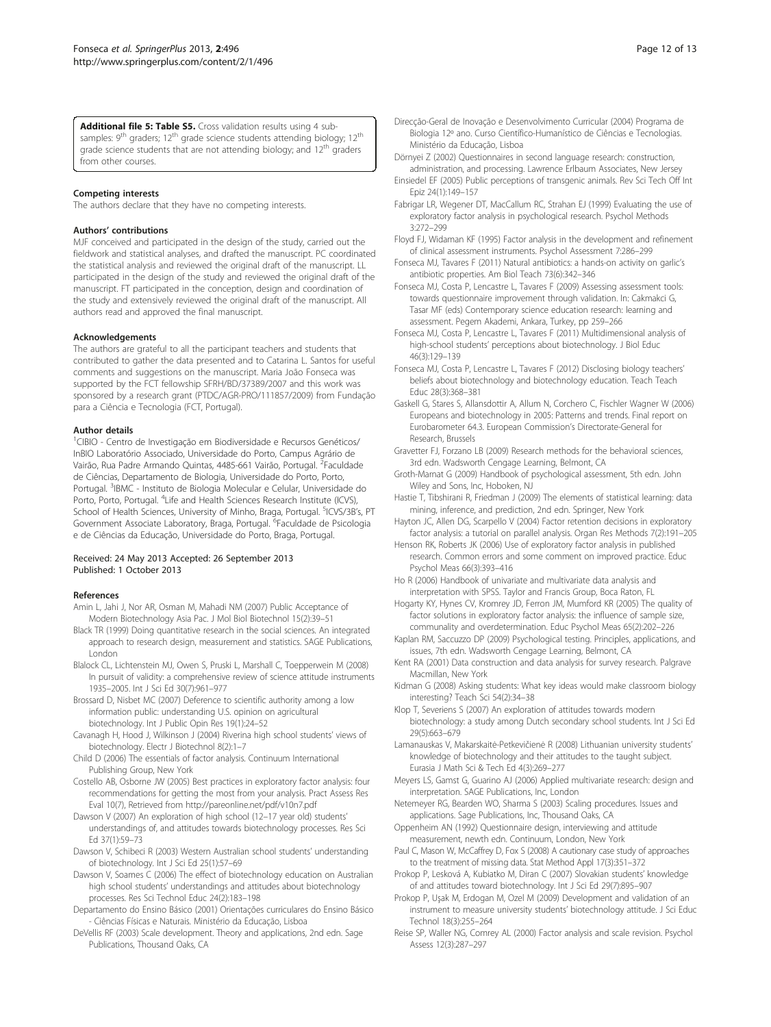**Additional file 5: Table S5.** Cross validation results using 4 sub-samples: 9th graders; 12th grade science students attending biology; 12th grade science students that are not attending biology; and 12th graders from other courses.

### Competing interests

The authors declare that they have no competing interests.

### Authors' contributions

MJF conceived and participated in the design of the study, carried out the fieldwork and statistical analyses, and drafted the manuscript. PC coordinated the statistical analysis and reviewed the original draft of the manuscript. LL participated in the design of the study and reviewed the original draft of the manuscript. FT participated in the conception, design and coordination of the study and extensively reviewed the original draft of the manuscript. All authors read and approved the final manuscript.

### Acknowledgements

The authors are grateful to all the participant teachers and students that contributed to gather the data presented and to Catarina L. Santos for useful comments and suggestions on the manuscript. Maria João Fonseca was supported by the FCT fellowship SFRH/BD/37389/2007 and this work was sponsored by a research grant (PTDC/AGR-PRO/111857/2009) from Fundação para a Ciência e Tecnologia (FCT, Portugal).

### Author details

[1]CIBIO - Centro de Investigação em Biodiversidade e Recursos Genéticos/ InBIO Laboratório Associado, Universidade do Porto, Campus Agrário de Vairão, Rua Padre Armando Quintas, 4485-661 Vairão, Portugal. [2]Faculdade de Ciências, Departamento de Biologia, Universidade do Porto, Porto, Portugal. [3]IBMC - Instituto de Biologia Molecular e Celular, Universidade do Porto, Porto, Portugal. [4]Life and Health Sciences Research Institute (ICVS), School of Health Sciences, University of Minho, Braga, Portugal. [5]ICVS/3B's, PT Government Associate Laboratory, Braga, Portugal. [6]Faculdade de Psicologia e de Ciências da Educação, Universidade do Porto, Braga, Portugal.

Received: 24 May 2013 Accepted: 26 September 2013
Published: 1 October 2013

### References

Amin L, Jahi J, Nor AR, Osman M, Mahadi NM (2007) Public Acceptance of Modern Biotechnology Asia Pac. J Mol Biol Biotechnol 15(2):39–51

Black TR (1999) Doing quantitative research in the social sciences. An integrated approach to research design, measurement and statistics. SAGE Publications, London

Blalock CL, Lichtenstein MJ, Owen S, Pruski L, Marshall C, Toepperwein M (2008) In pursuit of validity: a comprehensive review of science attitude instruments 1935–2005. Int J Sci Ed 30(7):961–977

Brossard D, Nisbet MC (2007) Deference to scientific authority among a low information public: understanding U.S. opinion on agricultural biotechnology. Int J Public Opin Res 19(1):24–52

Cavanagh H, Hood J, Wilkinson J (2004) Riverina high school students' views of biotechnology. Electr J Biotechnol 8(2):1–7

Child D (2006) The essentials of factor analysis. Continuum International Publishing Group, New York

Costello AB, Osborne JW (2005) Best practices in exploratory factor analysis: four recommendations for getting the most from your analysis. Pract Assess Res Eval 10(7), Retrieved from http://pareonline.net/pdf/v10n7.pdf

Dawson V (2007) An exploration of high school (12–17 year old) students' understandings of, and attitudes towards biotechnology processes. Res Sci Ed 37(1):59–73

Dawson V, Schibeci R (2003) Western Australian school students' understanding of biotechnology. Int J Sci Ed 25(1):57–69

Dawson V, Soames C (2006) The effect of biotechnology education on Australian high school students' understandings and attitudes about biotechnology processes. Res Sci Technol Educ 24(2):183–198

Departamento do Ensino Básico (2001) Orientações curriculares do Ensino Básico - Ciências Físicas e Naturais. Ministério da Educação, Lisboa

DeVellis RF (2003) Scale development. Theory and applications, 2nd edn. Sage Publications, Thousand Oaks, CA

Direcção-Geral de Inovação e Desenvolvimento Curricular (2004) Programa de Biologia 12º ano. Curso Científico-Humanístico de Ciências e Tecnologias. Ministério da Educação, Lisboa

Dörnyei Z (2002) Questionnaires in second language research: construction, administration, and processing. Lawrence Erlbaum Associates, New Jersey

Einsiedel EF (2005) Public perceptions of transgenic animals. Rev Sci Tech Off Int Epiz 24(1):149–157

Fabrigar LR, Wegener DT, MacCallum RC, Strahan EJ (1999) Evaluating the use of exploratory factor analysis in psychological research. Psychol Methods 3:272–299

Floyd FJ, Widaman KF (1995) Factor analysis in the development and refinement of clinical assessment instruments. Psychol Assessment 7:286–299

Fonseca MJ, Tavares F (2011) Natural antibiotics: a hands-on activity on garlic's antibiotic properties. Am Biol Teach 73(6):342–346

Fonseca MJ, Costa P, Lencastre L, Tavares F (2009) Assessing assessment tools: towards questionnaire improvement through validation. In: Cakmakci G, Tasar MF (eds) Contemporary science education research: learning and assessment. Pegem Akademi, Ankara, Turkey, pp 259–266

Fonseca MJ, Costa P, Lencastre L, Tavares F (2011) Multidimensional analysis of high-school students' perceptions about biotechnology. J Biol Educ 46(3):129–139

Fonseca MJ, Costa P, Lencastre L, Tavares F (2012) Disclosing biology teachers' beliefs about biotechnology and biotechnology education. Teach Teach Educ 28(3):368–381

Gaskell G, Stares S, Allansdottir A, Allum N, Corchero C, Fischler Wagner W (2006) Europeans and biotechnology in 2005: Patterns and trends. Final report on Eurobarometer 64.3. European Commission's Directorate-General for Research, Brussels

Gravetter FJ, Forzano LB (2009) Research methods for the behavioral sciences, 3rd edn. Wadsworth Cengage Learning, Belmont, CA

Groth-Marnat G (2009) Handbook of psychological assessment, 5th edn. John Wiley and Sons, Inc, Hoboken, NJ

Hastie T, Tibshirani R, Friedman J (2009) The elements of statistical learning: data mining, inference, and prediction, 2nd edn. Springer, New York

Hayton JC, Allen DG, Scarpello V (2004) Factor retention decisions in exploratory factor analysis: a tutorial on parallel analysis. Organ Res Methods 7(2):191–205

Henson RK, Roberts JK (2006) Use of exploratory factor analysis in published research. Common errors and some comment on improved practice. Educ Psychol Meas 66(3):393–416

Ho R (2006) Handbook of univariate and multivariate data analysis and interpretation with SPSS. Taylor and Francis Group, Boca Raton, FL

Hogarty KY, Hynes CV, Kromrey JD, Ferron JM, Mumford KR (2005) The quality of factor solutions in exploratory factor analysis: the influence of sample size, communality and overdetermination. Educ Psychol Meas 65(2):202–226

Kaplan RM, Saccuzzo DP (2009) Psychological testing. Principles, applications, and issues, 7th edn. Wadsworth Cengage Learning, Belmont, CA

Kent RA (2001) Data construction and data analysis for survey research. Palgrave Macmillan, New York

Kidman G (2008) Asking students: What key ideas would make classroom biology interesting? Teach Sci 54(2):34–38

Klop T, Severiens S (2007) An exploration of attitudes towards modern biotechnology: a study among Dutch secondary school students. Int J Sci Ed 29(5):663–679

Lamanauskas V, Makarskaitė-Petkevičienė R (2008) Lithuanian university students' knowledge of biotechnology and their attitudes to the taught subject. Eurasia J Math Sci & Tech Ed 4(3):269–277

Meyers LS, Gamst G, Guarino AJ (2006) Applied multivariate research: design and interpretation. SAGE Publications, Inc, London

Netemeyer RG, Bearden WO, Sharma S (2003) Scaling procedures. Issues and applications. Sage Publications, Inc, Thousand Oaks, CA

Oppenheim AN (1992) Questionnaire design, interviewing and attitude measurement, newth edn. Continuum, London, New York

Paul C, Mason W, McCaffrey D, Fox S (2008) A cautionary case study of approaches to the treatment of missing data. Stat Method Appl 17(3):351–372

Prokop P, Lesková A, Kubiatko M, Diran C (2007) Slovakian students' knowledge of and attitudes toward biotechnology. Int J Sci Ed 29(7):895–907

Prokop P, Uşak M, Erdogan M, Ozel M (2009) Development and validation of an instrument to measure university students' biotechnology attitude. J Sci Educ Technol 18(3):255–264

Reise SP, Waller NG, Comrey AL (2000) Factor analysis and scale revision. Psychol Assess 12(3):287–297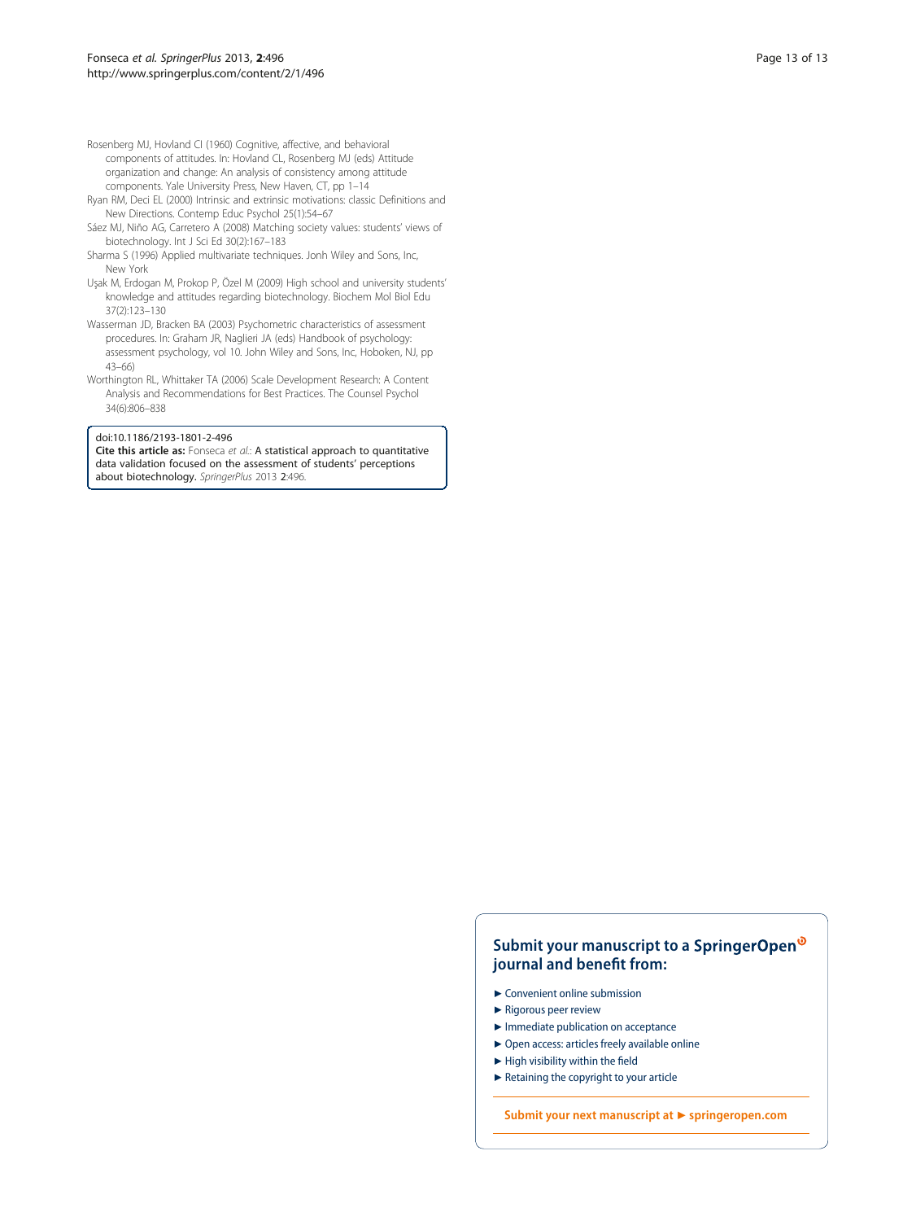Rosenberg MJ, Hovland CI (1960) Cognitive, affective, and behavioral components of attitudes. In: Hovland CL, Rosenberg MJ (eds) Attitude organization and change: An analysis of consistency among attitude components. Yale University Press, New Haven, CT, pp 1–14

Ryan RM, Deci EL (2000) Intrinsic and extrinsic motivations: classic Definitions and New Directions. Contemp Educ Psychol 25(1):54–67

Sáez MJ, Niño AG, Carretero A (2008) Matching society values: students' views of biotechnology. Int J Sci Ed 30(2):167–183

Sharma S (1996) Applied multivariate techniques. Jonh Wiley and Sons, Inc, New York

Uşak M, Erdogan M, Prokop P, Özel M (2009) High school and university students' knowledge and attitudes regarding biotechnology. Biochem Mol Biol Edu 37(2):123–130

Wasserman JD, Bracken BA (2003) Psychometric characteristics of assessment procedures. In: Graham JR, Naglieri JA (eds) Handbook of psychology: assessment psychology, vol 10. John Wiley and Sons, Inc, Hoboken, NJ, pp 43–66)

Worthington RL, Whittaker TA (2006) Scale Development Research: A Content Analysis and Recommendations for Best Practices. The Counsel Psychol 34(6):806–838

doi:10.1186/2193-1801-2-496

**Cite this article as:** Fonseca *et al.*: A statistical approach to quantitative data validation focused on the assessment of students' perceptions about biotechnology. *SpringerPlus* 2013 **2**:496.

**Submit your manuscript to a SpringerOpen journal and benefit from:**

- ► Convenient online submission
- ► Rigorous peer review
- ► Immediate publication on acceptance
- ► Open access: articles freely available online
- ► High visibility within the field
- ► Retaining the copyright to your article

**Submit your next manuscript at ► springeropen.com**